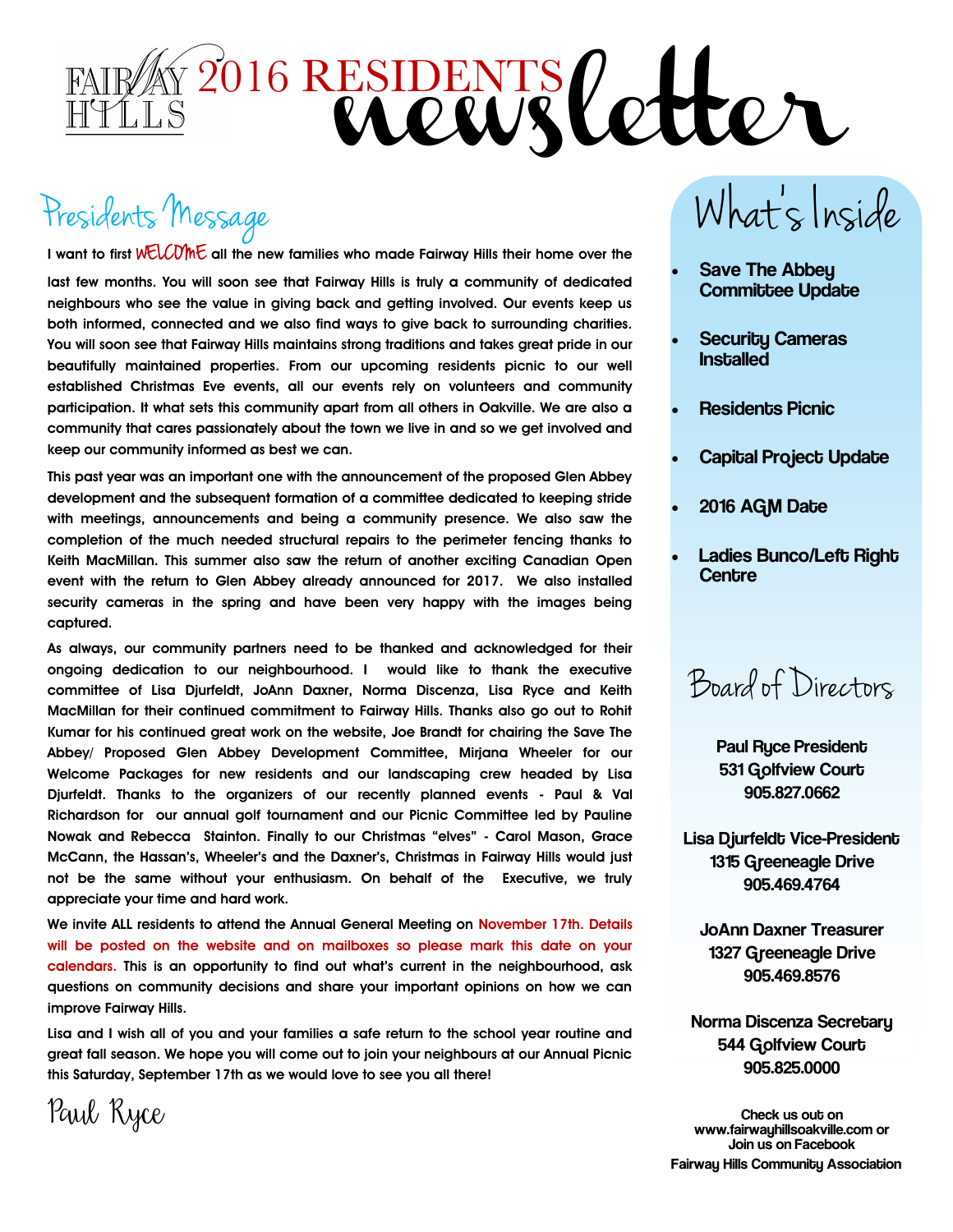# FAIRWAY HILLS 2016 RESIDENTS newsletter

## Presidents Message

I want to first WELCOME all the new families who made Fairway Hills their home over the last few months. You will soon see that Fairway Hills is truly a community of dedicated neighbours who see the value in giving back and getting involved. Our events keep us both informed, connected and we also find ways to give back to surrounding charities. You will soon see that Fairway Hills maintains strong traditions and takes great pride in our beautifully maintained properties. From our upcoming residents picnic to our well established Christmas Eve events, all our events rely on volunteers and community participation. It what sets this community apart from all others in Oakville. We are also a community that cares passionately about the town we live in and so we get involved and keep our community informed as best we can.

This past year was an important one with the announcement of the proposed Glen Abbey development and the subsequent formation of a committee dedicated to keeping stride with meetings, announcements and being a community presence. We also saw the completion of the much needed structural repairs to the perimeter fencing thanks to Keith MacMillan. This summer also saw the return of another exciting Canadian Open event with the return to Glen Abbey already announced for 2017. We also installed security cameras in the spring and have been very happy with the images being captured.

As always, our community partners need to be thanked and acknowledged for their ongoing dedication to our neighbourhood. I would like to thank the executive committee of Lisa Djurfeldt, JoAnn Daxner, Norma Discenza, Lisa Ryce and Keith MacMillan for their continued commitment to Fairway Hills. Thanks also go out to Rohit Kumar for his continued great work on the website, Joe Brandt for chairing the Save The Abbey/ Proposed Glen Abbey Development Committee, Mirjana Wheeler for our Welcome Packages for new residents and our landscaping crew headed by Lisa Djurfeldt. Thanks to the organizers of our recently planned events - Paul & Val Richardson for our annual golf tournament and our Picnic Committee led by Pauline Nowak and Rebecca Stainton. Finally to our Christmas "elves" - Carol Mason, Grace McCann, the Hassan's, Wheeler's and the Daxner's, Christmas in Fairway Hills would just not be the same without your enthusiasm. On behalf of the Executive, we truly appreciate your time and hard work.

We invite ALL residents to attend the Annual General Meeting on November 17th. Details will be posted on the website and on mailboxes so please mark this date on your calendars. This is an opportunity to find out what's current in the neighbourhood, ask questions on community decisions and share your important opinions on how we can improve Fairway Hills.

Lisa and I wish all of you and your families a safe return to the school year routine and great fall season. We hope you will come out to join your neighbours at our Annual Picnic this Saturday, September 17th as we would love to see you all there!

Paul Ryce

## What's Inside

- **Save The Abbey Committee Update**
- **Security Cameras Installed**
- **Residents Picnic**
- **Capital Project Update**
- **2016 AGM Date**
- **Ladies Bunco/Left Right Centre**

## Board of Directors

**Paul Ryce President**
**531 Golfview Court**
**905.827.0662**

**Lisa Djurfeldt Vice-President**
**1315 Greeneagle Drive**
**905.469.4764**

**JoAnn Daxner Treasurer**
**1327 Greeneagle Drive**
**905.469.8576**

**Norma Discenza Secretary**
**544 Golfview Court**
**905.825.0000**

**Check us out on www.fairwayhillsoakville.com or Join us on Facebook**
**Fairway Hills Community Association**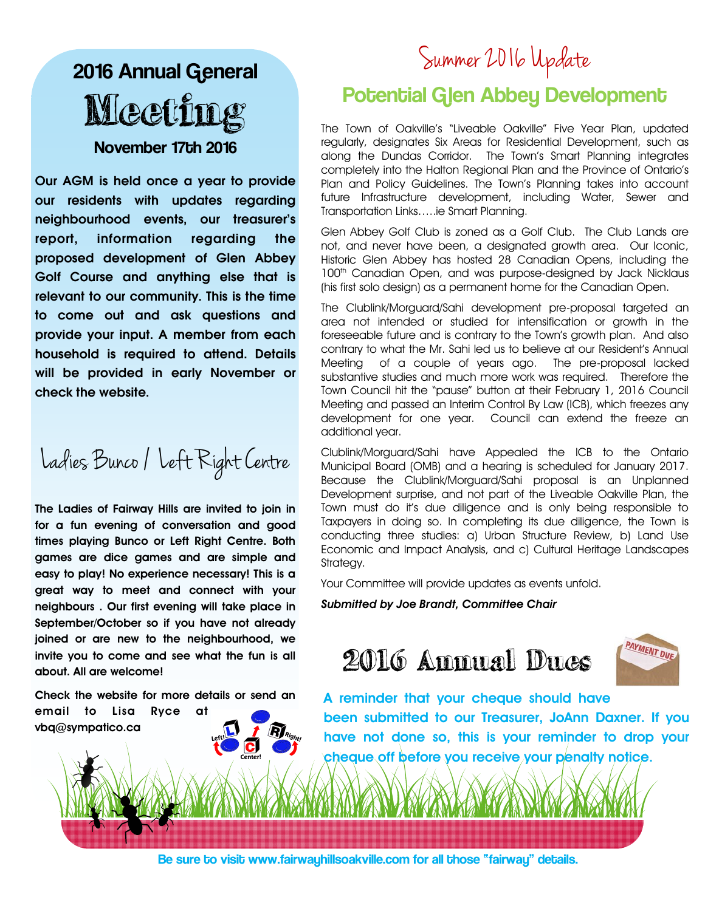## 2016 Annual General Meeting

### November 17th 2016

**Our AGM is held once a year to provide our residents with updates regarding neighbourhood events, our treasurer's report, information regarding the proposed development of Glen Abbey Golf Course and anything else that is relevant to our community. This is the time to come out and ask questions and provide your input. A member from each household is required to attend. Details will be provided in early November or check the website.**

## Ladies Bunco / Left Right Centre

**The Ladies of Fairway Hills are invited to join in for a fun evening of conversation and good times playing Bunco or Left Right Centre. Both games are dice games and are simple and easy to play! No experience necessary! This is a great way to meet and connect with your neighbours . Our first evening will take place in September/October so if you have not already joined or are new to the neighbourhood, we invite you to come and see what the fun is all about. All are welcome!**

**Check the website for more details or send an email to Lisa Ryce at vbq@sympatico.ca**

# Summer 2016 Update

## Potential Glen Abbey Development

The Town of Oakville's "Liveable Oakville" Five Year Plan, updated regularly, designates Six Areas for Residential Development, such as along the Dundas Corridor. The Town's Smart Planning integrates completely into the Halton Regional Plan and the Province of Ontario's Plan and Policy Guidelines. The Town's Planning takes into account future Infrastructure development, including Water, Sewer and Transportation Links…..ie Smart Planning.

Glen Abbey Golf Club is zoned as a Golf Club. The Club Lands are not, and never have been, a designated growth area. Our Iconic, Historic Glen Abbey has hosted 28 Canadian Opens, including the 100th Canadian Open, and was purpose-designed by Jack Nicklaus (his first solo design) as a permanent home for the Canadian Open.

The Clublink/Morguard/Sahi development pre-proposal targeted an area not intended or studied for intensification or growth in the foreseeable future and is contrary to the Town's growth plan. And also contrary to what the Mr. Sahi led us to believe at our Resident's Annual Meeting of a couple of years ago. The pre-proposal lacked substantive studies and much more work was required. Therefore the Town Council hit the "pause" button at their February 1, 2016 Council Meeting and passed an Interim Control By Law (ICB), which freezes any development for one year. Council can extend the freeze an additional year.

Clublink/Morguard/Sahi have Appealed the ICB to the Ontario Municipal Board (OMB) and a hearing is scheduled for January 2017. Because the Clublink/Morguard/Sahi proposal is an Unplanned Development surprise, and not part of the Liveable Oakville Plan, the Town must do it's due diligence and is only being responsible to Taxpayers in doing so. In completing its due diligence, the Town is conducting three studies: a) Urban Structure Review, b) Land Use Economic and Impact Analysis, and c) Cultural Heritage Landscapes Strategy.

Your Committee will provide updates as events unfold.

***Submitted by Joe Brandt, Committee Chair***

## 2016 Annual Dues

**A reminder that your cheque should have been submitted to our Treasurer, JoAnn Daxner. If you have not done so, this is your reminder to drop your cheque off before you receive your penalty notice.**

**Be sure to visit www.fairwayhillsoakville.com for all those "fairway" details.**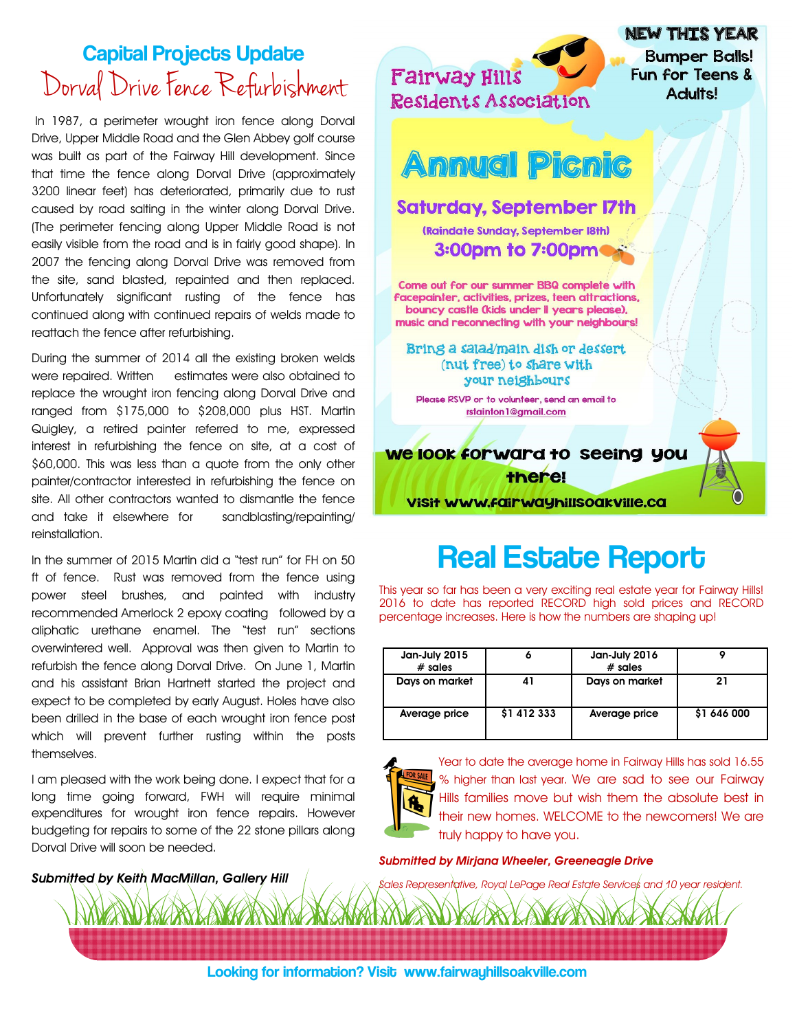## Capital Projects Update

### Dorval Drive Fence Refurbishment

In 1987, a perimeter wrought iron fence along Dorval Drive, Upper Middle Road and the Glen Abbey golf course was built as part of the Fairway Hill development. Since that time the fence along Dorval Drive (approximately 3200 linear feet) has deteriorated, primarily due to rust caused by road salting in the winter along Dorval Drive. (The perimeter fencing along Upper Middle Road is not easily visible from the road and is in fairly good shape). In 2007 the fencing along Dorval Drive was removed from the site, sand blasted, repainted and then replaced. Unfortunately significant rusting of the fence has continued along with continued repairs of welds made to reattach the fence after refurbishing.

During the summer of 2014 all the existing broken welds were repaired. Written estimates were also obtained to replace the wrought iron fencing along Dorval Drive and ranged from $175,000 to $208,000 plus HST. Martin Quigley, a retired painter referred to me, expressed interest in refurbishing the fence on site, at a cost of $60,000. This was less than a quote from the only other painter/contractor interested in refurbishing the fence on site. All other contractors wanted to dismantle the fence and take it elsewhere for sandblasting/repainting/ reinstallation.

In the summer of 2015 Martin did a "test run" for FH on 50 ft of fence. Rust was removed from the fence using power steel brushes, and painted with industry recommended Amerlock 2 epoxy coating followed by a aliphatic urethane enamel. The "test run" sections overwintered well. Approval was then given to Martin to refurbish the fence along Dorval Drive. On June 1, Martin and his assistant Brian Hartnett started the project and expect to be completed by early August. Holes have also been drilled in the base of each wrought iron fence post which will prevent further rusting within the posts themselves.

I am pleased with the work being done. I expect that for a long time going forward, FWH will require minimal expenditures for wrought iron fence repairs. However budgeting for repairs to some of the 22 stone pillars along Dorval Drive will soon be needed.

***Submitted by Keith MacMillan, Gallery Hill***

---

**Fairway Hills Residents Association**

**NEW THIS YEAR**
**Bumper Balls! Fun for Teens & Adults!**

## Annual Picnic

**Saturday, September 17th**

(Raindate Sunday, September 18th)

**3:00pm to 7:00pm**

Come out for our summer BBQ complete with facepainter, activities, prizes, teen attractions, bouncy castle (kids under 11 years please), music and reconnecting with your neighbours!

Bring a salad/main dish or dessert (nut free) to share with your neighbours

Please RSVP or to volunteer, send an email to rstainton1@gmail.com

**We look forward to seeing you there!**

**Visit www.fairwayhillsoakville.ca**

---

## Real Estate Report

This year so far has been a very exciting real estate year for Fairway Hills! 2016 to date has reported RECORD high sold prices and RECORD percentage increases. Here is how the numbers are shaping up!

| Jan-July 2015 # sales | 6 | Jan-July 2016 # sales | 9 |
|---|---|---|---|
| Days on market | 41 | Days on market | 21 |
| Average price | $1 412 333 | Average price | $1 646 000 |

Year to date the average home in Fairway Hills has sold 16.55 % higher than last year. We are sad to see our Fairway Hills families move but wish them the absolute best in their new homes. WELCOME to the newcomers! We are truly happy to have you.

***Submitted by Mirjana Wheeler, Greeneagle Drive***

*Sales Representative, Royal LePage Real Estate Services and 10 year resident.*

**Looking for information? Visit www.fairwayhillsoakville.com**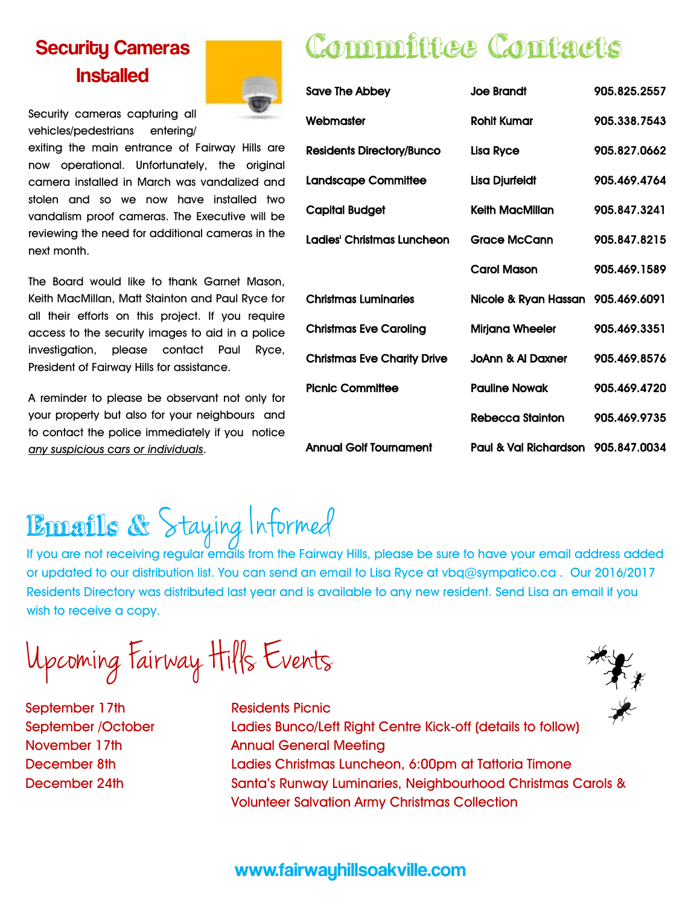## Security Cameras Installed

Security cameras capturing all vehicles/pedestrians entering/exiting the main entrance of Fairway Hills are now operational. Unfortunately, the original camera installed in March was vandalized and stolen and so we now have installed two vandalism proof cameras. The Executive will be reviewing the need for additional cameras in the next month.

The Board would like to thank Garnet Mason, Keith MacMillan, Matt Stainton and Paul Ryce for all their efforts on this project. If you require access to the security images to aid in a police investigation, please contact Paul Ryce, President of Fairway Hills for assistance.

A reminder to please be observant not only for your property but also for your neighbours and to contact the police immediately if you notice *any suspicious cars or individuals*.

## Committee Contacts

| | | |
|---|---|---|
| **Save The Abbey** | **Joe Brandt** | **905.825.2557** |
| **Webmaster** | **Rohit Kumar** | **905.338.7543** |
| **Residents Directory/Bunco** | **Lisa Ryce** | **905.827.0662** |
| **Landscape Committee** | **Lisa Djurfeldt** | **905.469.4764** |
| **Capital Budget** | **Keith MacMillan** | **905.847.3241** |
| **Ladies' Christmas Luncheon** | **Grace McCann** | **905.847.8215** |
| | **Carol Mason** | **905.469.1589** |
| **Christmas Luminaries** | **Nicole & Ryan Hassan** | **905.469.6091** |
| **Christmas Eve Caroling** | **Mirjana Wheeler** | **905.469.3351** |
| **Christmas Eve Charity Drive** | **JoAnn & Al Daxner** | **905.469.8576** |
| **Picnic Committee** | **Pauline Nowak** | **905.469.4720** |
| | **Rebecca Stainton** | **905.469.9735** |
| **Annual Golf Tournament** | **Paul & Val Richardson** | **905.847.0034** |

## Emails & Staying Informed

If you are not receiving regular emails from the Fairway Hills, please be sure to have your email address added or updated to our distribution list. You can send an email to Lisa Ryce at vbq@sympatico.ca . Our 2016/2017 Residents Directory was distributed last year and is available to any new resident. Send Lisa an email if you wish to receive a copy.

## Upcoming Fairway Hills Events

| | |
|---|---|
| September 17th | Residents Picnic |
| September /October | Ladies Bunco/Left Right Centre Kick-off (details to follow) |
| November 17th | Annual General Meeting |
| December 8th | Ladies Christmas Luncheon, 6:00pm at Tattoria Timone |
| December 24th | Santa's Runway Luminaries, Neighbourhood Christmas Carols & Volunteer Salvation Army Christmas Collection |

**www.fairwayhillsoakville.com**